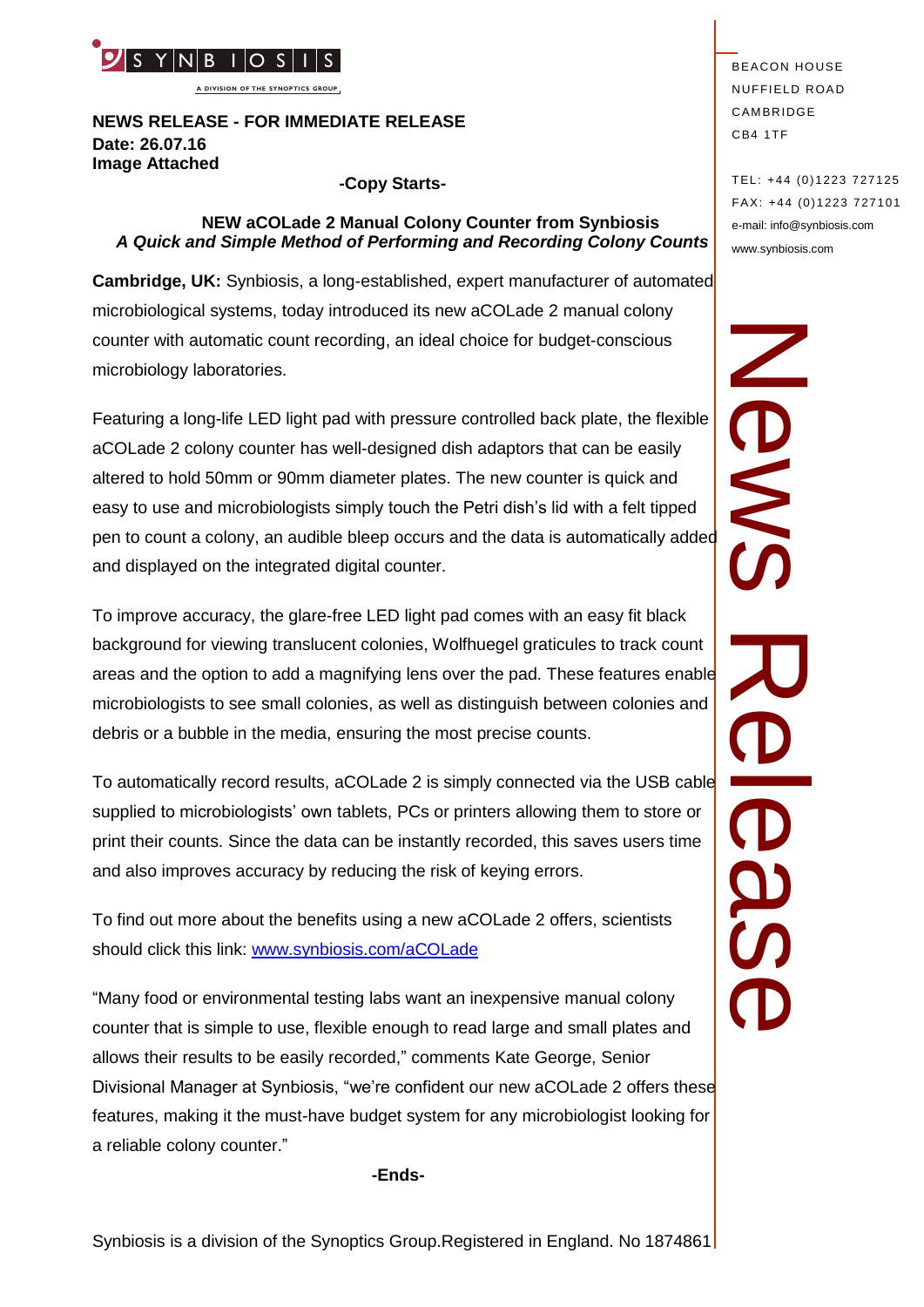SYNBIOSIS

A DIVISION OF THE SYNOPTICS GROUP

**NEWS RELEASE - FOR IMMEDIATE RELEASE**
**Date: 26.07.16**
**Image Attached**

BEACON HOUSE
NUFFIELD ROAD
CAMBRIDGE
CB4 1TF

TEL: +44 (0)1223 727125
FAX: +44 (0)1223 727101
e-mail: info@synbiosis.com
www.synbiosis.com

News Release

**-Copy Starts-**

## NEW aCOLade 2 Manual Colony Counter from Synbiosis

***A Quick and Simple Method of Performing and Recording Colony Counts***

**Cambridge, UK:** Synbiosis, a long-established, expert manufacturer of automated microbiological systems, today introduced its new aCOLade 2 manual colony counter with automatic count recording, an ideal choice for budget-conscious microbiology laboratories.

Featuring a long-life LED light pad with pressure controlled back plate, the flexible aCOLade 2 colony counter has well-designed dish adaptors that can be easily altered to hold 50mm or 90mm diameter plates. The new counter is quick and easy to use and microbiologists simply touch the Petri dish's lid with a felt tipped pen to count a colony, an audible bleep occurs and the data is automatically added and displayed on the integrated digital counter.

To improve accuracy, the glare-free LED light pad comes with an easy fit black background for viewing translucent colonies, Wolfhuegel graticules to track count areas and the option to add a magnifying lens over the pad. These features enable microbiologists to see small colonies, as well as distinguish between colonies and debris or a bubble in the media, ensuring the most precise counts.

To automatically record results, aCOLade 2 is simply connected via the USB cable supplied to microbiologists' own tablets, PCs or printers allowing them to store or print their counts. Since the data can be instantly recorded, this saves users time and also improves accuracy by reducing the risk of keying errors.

To find out more about the benefits using a new aCOLade 2 offers, scientists should click this link: [www.synbiosis.com/aCOLade](www.synbiosis.com/aCOLade)

"Many food or environmental testing labs want an inexpensive manual colony counter that is simple to use, flexible enough to read large and small plates and allows their results to be easily recorded," comments Kate George, Senior Divisional Manager at Synbiosis, "we're confident our new aCOLade 2 offers these features, making it the must-have budget system for any microbiologist looking for a reliable colony counter."

**-Ends-**

Synbiosis is a division of the Synoptics Group.Registered in England. No 1874861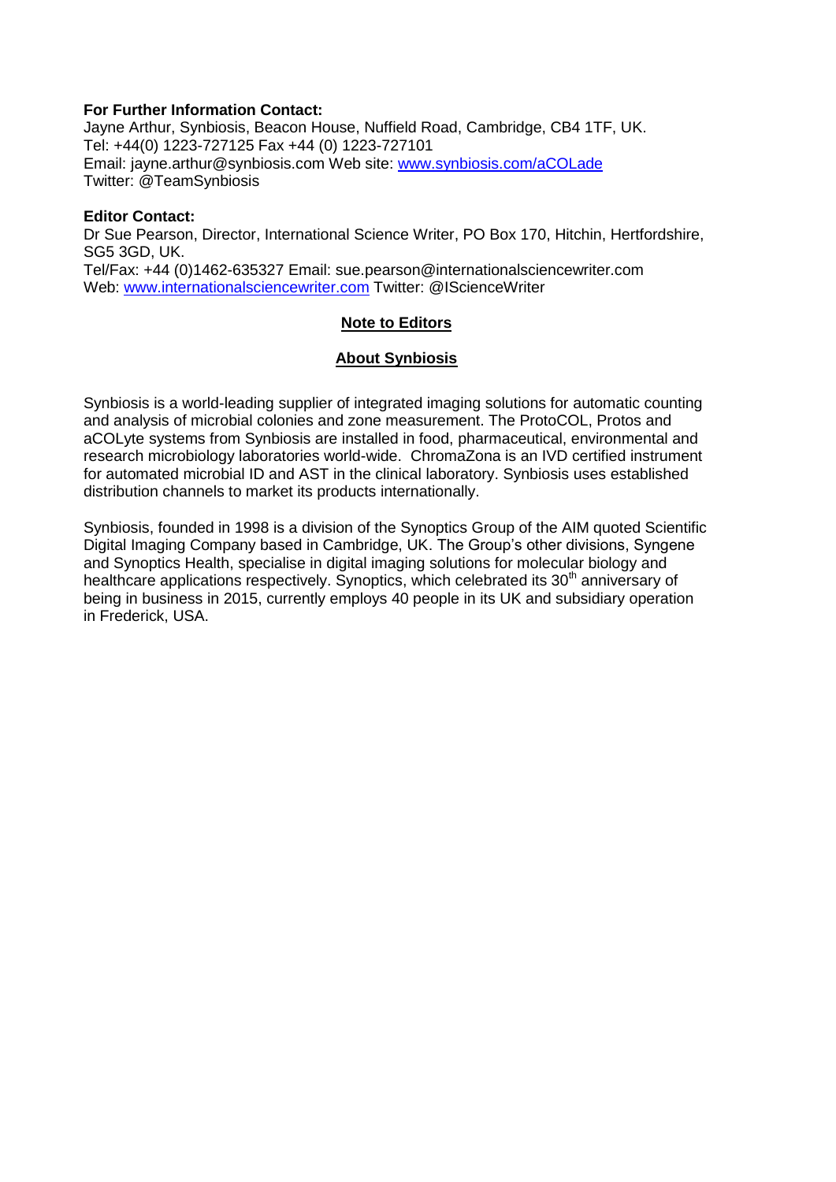**For Further Information Contact:**
Jayne Arthur, Synbiosis, Beacon House, Nuffield Road, Cambridge, CB4 1TF, UK.
Tel: +44(0) 1223-727125 Fax +44 (0) 1223-727101
Email: jayne.arthur@synbiosis.com Web site: www.synbiosis.com/aCOLade
Twitter: @TeamSynbiosis

**Editor Contact:**
Dr Sue Pearson, Director, International Science Writer, PO Box 170, Hitchin, Hertfordshire, SG5 3GD, UK.
Tel/Fax: +44 (0)1462-635327 Email: sue.pearson@internationalsciencewriter.com
Web: www.internationalsciencewriter.com Twitter: @IScienceWriter

## Note to Editors

### About Synbiosis

Synbiosis is a world-leading supplier of integrated imaging solutions for automatic counting and analysis of microbial colonies and zone measurement. The ProtoCOL, Protos and aCOLyte systems from Synbiosis are installed in food, pharmaceutical, environmental and research microbiology laboratories world-wide. ChromaZona is an IVD certified instrument for automated microbial ID and AST in the clinical laboratory. Synbiosis uses established distribution channels to market its products internationally.

Synbiosis, founded in 1998 is a division of the Synoptics Group of the AIM quoted Scientific Digital Imaging Company based in Cambridge, UK. The Group's other divisions, Syngene and Synoptics Health, specialise in digital imaging solutions for molecular biology and healthcare applications respectively. Synoptics, which celebrated its 30th anniversary of being in business in 2015, currently employs 40 people in its UK and subsidiary operation in Frederick, USA.